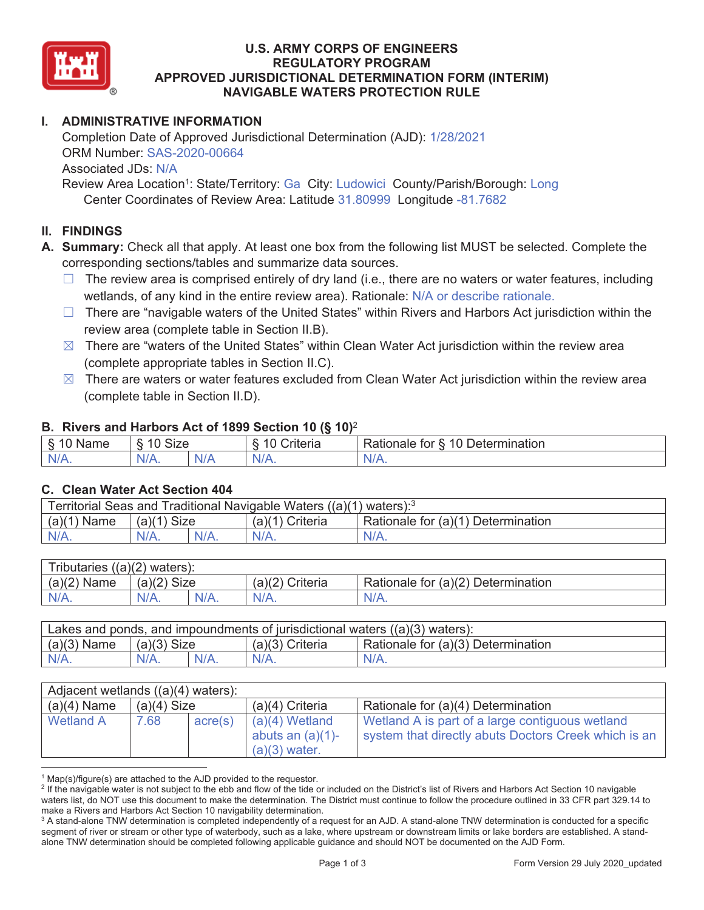# U.S. ARMY CORPS OF ENGINEERS
# REGULATORY PROGRAM
# APPROVED JURISDICTIONAL DETERMINATION FORM (INTERIM)
# NAVIGABLE WATERS PROTECTION RULE

## I. ADMINISTRATIVE INFORMATION

Completion Date of Approved Jurisdictional Determination (AJD): 1/28/2021
ORM Number: SAS-2020-00664
Associated JDs: N/A
Review Area Location[1]: State/Territory: Ga City: Ludowici County/Parish/Borough: Long
Center Coordinates of Review Area: Latitude 31.80999 Longitude -81.7682

## II. FINDINGS

**A. Summary:** Check all that apply. At least one box from the following list MUST be selected. Complete the corresponding sections/tables and summarize data sources.

- ☐ The review area is comprised entirely of dry land (i.e., there are no waters or water features, including wetlands, of any kind in the entire review area). Rationale: N/A or describe rationale.
- ☐ There are "navigable waters of the United States" within Rivers and Harbors Act jurisdiction within the review area (complete table in Section II.B).
- ☒ There are "waters of the United States" within Clean Water Act jurisdiction within the review area (complete appropriate tables in Section II.C).
- ☒ There are waters or water features excluded from Clean Water Act jurisdiction within the review area (complete table in Section II.D).

### B. Rivers and Harbors Act of 1899 Section 10 (§ 10)[2]

| § 10 Name | § 10 Size | | § 10 Criteria | Rationale for § 10 Determination |
|---|---|---|---|---|
| N/A. | N/A. | N/A | N/A. | N/A. |

### C. Clean Water Act Section 404

| Territorial Seas and Traditional Navigable Waters ((a)(1) waters):[3] | | | | |
|---|---|---|---|---|
| (a)(1) Name | (a)(1) Size | | (a)(1) Criteria | Rationale for (a)(1) Determination |
| N/A. | N/A. | N/A. | N/A. | N/A. |

| Tributaries ((a)(2) waters): | | | | |
|---|---|---|---|---|
| (a)(2) Name | (a)(2) Size | | (a)(2) Criteria | Rationale for (a)(2) Determination |
| N/A. | N/A. | N/A. | N/A. | N/A. |

| Lakes and ponds, and impoundments of jurisdictional waters ((a)(3) waters): | | | | |
|---|---|---|---|---|
| (a)(3) Name | (a)(3) Size | | (a)(3) Criteria | Rationale for (a)(3) Determination |
| N/A. | N/A. | N/A. | N/A. | N/A. |

| Adjacent wetlands ((a)(4) waters): | | | | |
|---|---|---|---|---|
| (a)(4) Name | (a)(4) Size | | (a)(4) Criteria | Rationale for (a)(4) Determination |
| Wetland A | 7.68 | acre(s) | (a)(4) Wetland abuts an (a)(1)-(a)(3) water. | Wetland A is part of a large contiguous wetland system that directly abuts Doctors Creek which is an |

[1] Map(s)/figure(s) are attached to the AJD provided to the requestor.
[2] If the navigable water is not subject to the ebb and flow of the tide or included on the District's list of Rivers and Harbors Act Section 10 navigable waters list, do NOT use this document to make the determination. The District must continue to follow the procedure outlined in 33 CFR part 329.14 to make a Rivers and Harbors Act Section 10 navigability determination.
[3] A stand-alone TNW determination is completed independently of a request for an AJD. A stand-alone TNW determination is conducted for a specific segment of river or stream or other type of waterbody, such as a lake, where upstream or downstream limits or lake borders are established. A stand-alone TNW determination should be completed following applicable guidance and should NOT be documented on the AJD Form.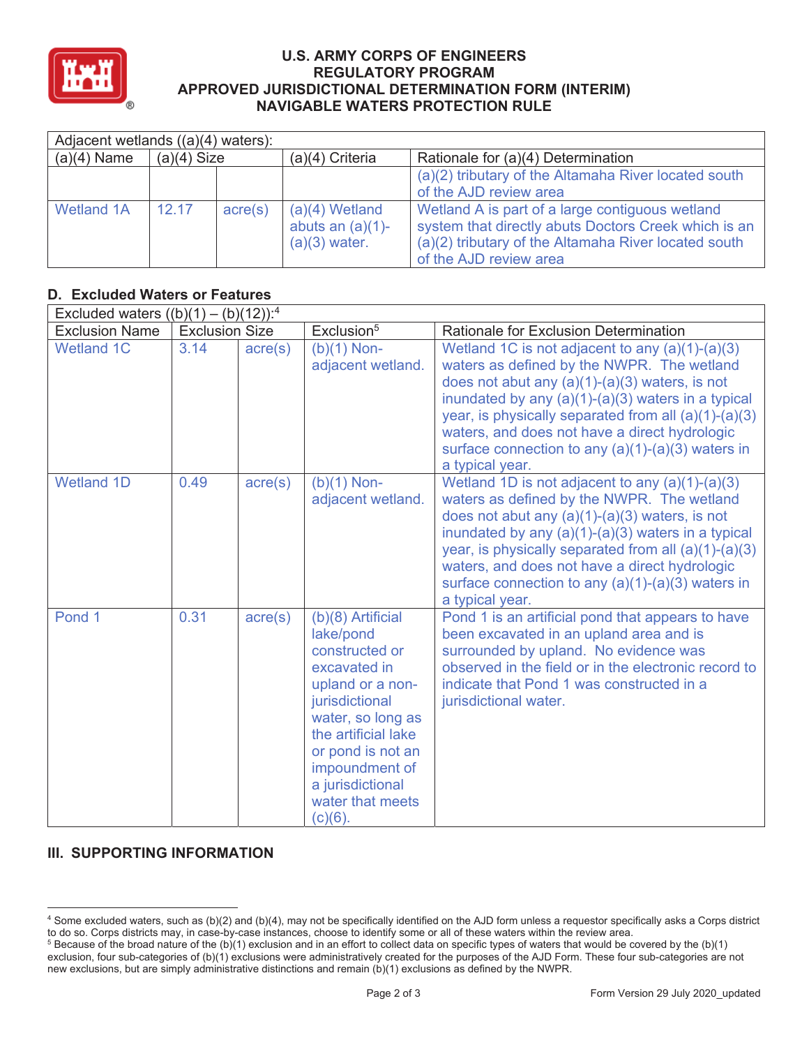| Adjacent wetlands ((a)(4) waters): | | | | |
|---|---|---|---|---|
| (a)(4) Name | (a)(4) Size | | (a)(4) Criteria | Rationale for (a)(4) Determination |
| | | | | (a)(2) tributary of the Altamaha River located south of the AJD review area |
| Wetland 1A | 12.17 | acre(s) | (a)(4) Wetland abuts an (a)(1)-(a)(3) water. | Wetland A is part of a large contiguous wetland system that directly abuts Doctors Creek which is an (a)(2) tributary of the Altamaha River located south of the AJD review area |

## D. Excluded Waters or Features

| Excluded waters ((b)(1) – (b)(12)):[4] | | | | |
|---|---|---|---|---|
| Exclusion Name | Exclusion Size | | Exclusion[5] | Rationale for Exclusion Determination |
| Wetland 1C | 3.14 | acre(s) | (b)(1) Non-adjacent wetland. | Wetland 1C is not adjacent to any (a)(1)-(a)(3) waters as defined by the NWPR. The wetland does not abut any (a)(1)-(a)(3) waters, is not inundated by any (a)(1)-(a)(3) waters in a typical year, is physically separated from all (a)(1)-(a)(3) waters, and does not have a direct hydrologic surface connection to any (a)(1)-(a)(3) waters in a typical year. |
| Wetland 1D | 0.49 | acre(s) | (b)(1) Non-adjacent wetland. | Wetland 1D is not adjacent to any (a)(1)-(a)(3) waters as defined by the NWPR. The wetland does not abut any (a)(1)-(a)(3) waters, is not inundated by any (a)(1)-(a)(3) waters in a typical year, is physically separated from all (a)(1)-(a)(3) waters, and does not have a direct hydrologic surface connection to any (a)(1)-(a)(3) waters in a typical year. |
| Pond 1 | 0.31 | acre(s) | (b)(8) Artificial lake/pond constructed or excavated in upland or a non-jurisdictional water, so long as the artificial lake or pond is not an impoundment of a jurisdictional water that meets (c)(6). | Pond 1 is an artificial pond that appears to have been excavated in an upland area and is surrounded by upland. No evidence was observed in the field or in the electronic record to indicate that Pond 1 was constructed in a jurisdictional water. |

## III. SUPPORTING INFORMATION

[4] Some excluded waters, such as (b)(2) and (b)(4), may not be specifically identified on the AJD form unless a requestor specifically asks a Corps district to do so. Corps districts may, in case-by-case instances, choose to identify some or all of these waters within the review area.

[5] Because of the broad nature of the (b)(1) exclusion and in an effort to collect data on specific types of waters that would be covered by the (b)(1) exclusion, four sub-categories of (b)(1) exclusions were administratively created for the purposes of the AJD Form. These four sub-categories are not new exclusions, but are simply administrative distinctions and remain (b)(1) exclusions as defined by the NWPR.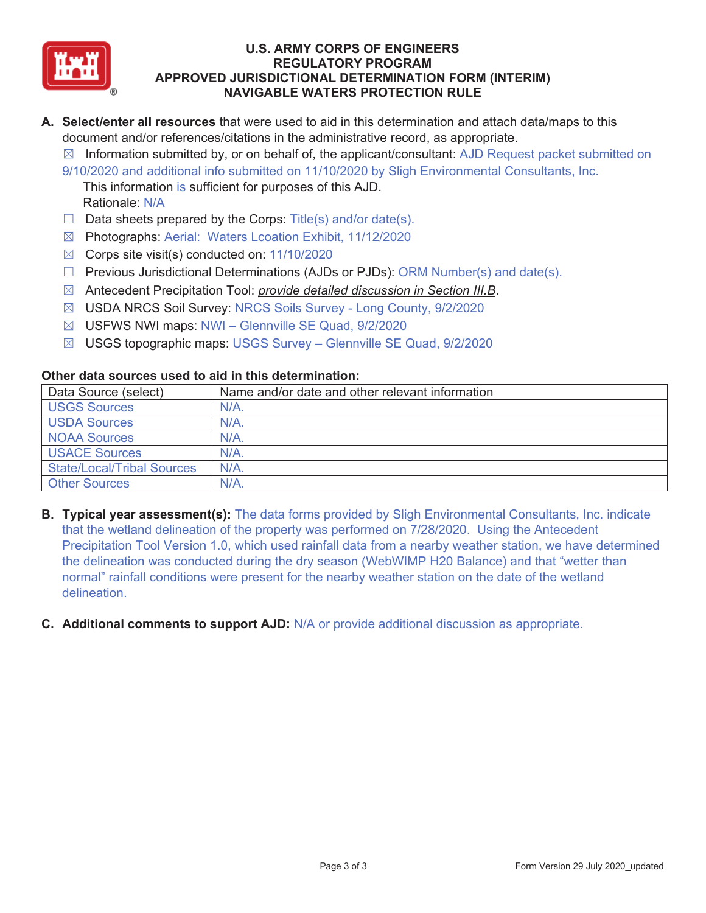# U.S. ARMY CORPS OF ENGINEERS
## REGULATORY PROGRAM
## APPROVED JURISDICTIONAL DETERMINATION FORM (INTERIM)
## NAVIGABLE WATERS PROTECTION RULE

**A. Select/enter all resources** that were used to aid in this determination and attach data/maps to this document and/or references/citations in the administrative record, as appropriate.

☒ Information submitted by, or on behalf of, the applicant/consultant: AJD Request packet submitted on 9/10/2020 and additional info submitted on 11/10/2020 by Sligh Environmental Consultants, Inc.
This information is sufficient for purposes of this AJD.
Rationale: N/A

☐ Data sheets prepared by the Corps: Title(s) and/or date(s).

☒ Photographs: Aerial: Waters Lcoation Exhibit, 11/12/2020

☒ Corps site visit(s) conducted on: 11/10/2020

☐ Previous Jurisdictional Determinations (AJDs or PJDs): ORM Number(s) and date(s).

☒ Antecedent Precipitation Tool: *provide detailed discussion in Section III.B*.

☒ USDA NRCS Soil Survey: NRCS Soils Survey - Long County, 9/2/2020

☒ USFWS NWI maps: NWI – Glennville SE Quad, 9/2/2020

☒ USGS topographic maps: USGS Survey – Glennville SE Quad, 9/2/2020

**Other data sources used to aid in this determination:**

| Data Source (select) | Name and/or date and other relevant information |
|---|---|
| USGS Sources | N/A. |
| USDA Sources | N/A. |
| NOAA Sources | N/A. |
| USACE Sources | N/A. |
| State/Local/Tribal Sources | N/A. |
| Other Sources | N/A. |

**B. Typical year assessment(s):** The data forms provided by Sligh Environmental Consultants, Inc. indicate that the wetland delineation of the property was performed on 7/28/2020. Using the Antecedent Precipitation Tool Version 1.0, which used rainfall data from a nearby weather station, we have determined the delineation was conducted during the dry season (WebWIMP H20 Balance) and that "wetter than normal" rainfall conditions were present for the nearby weather station on the date of the wetland delineation.

**C. Additional comments to support AJD:** N/A or provide additional discussion as appropriate.